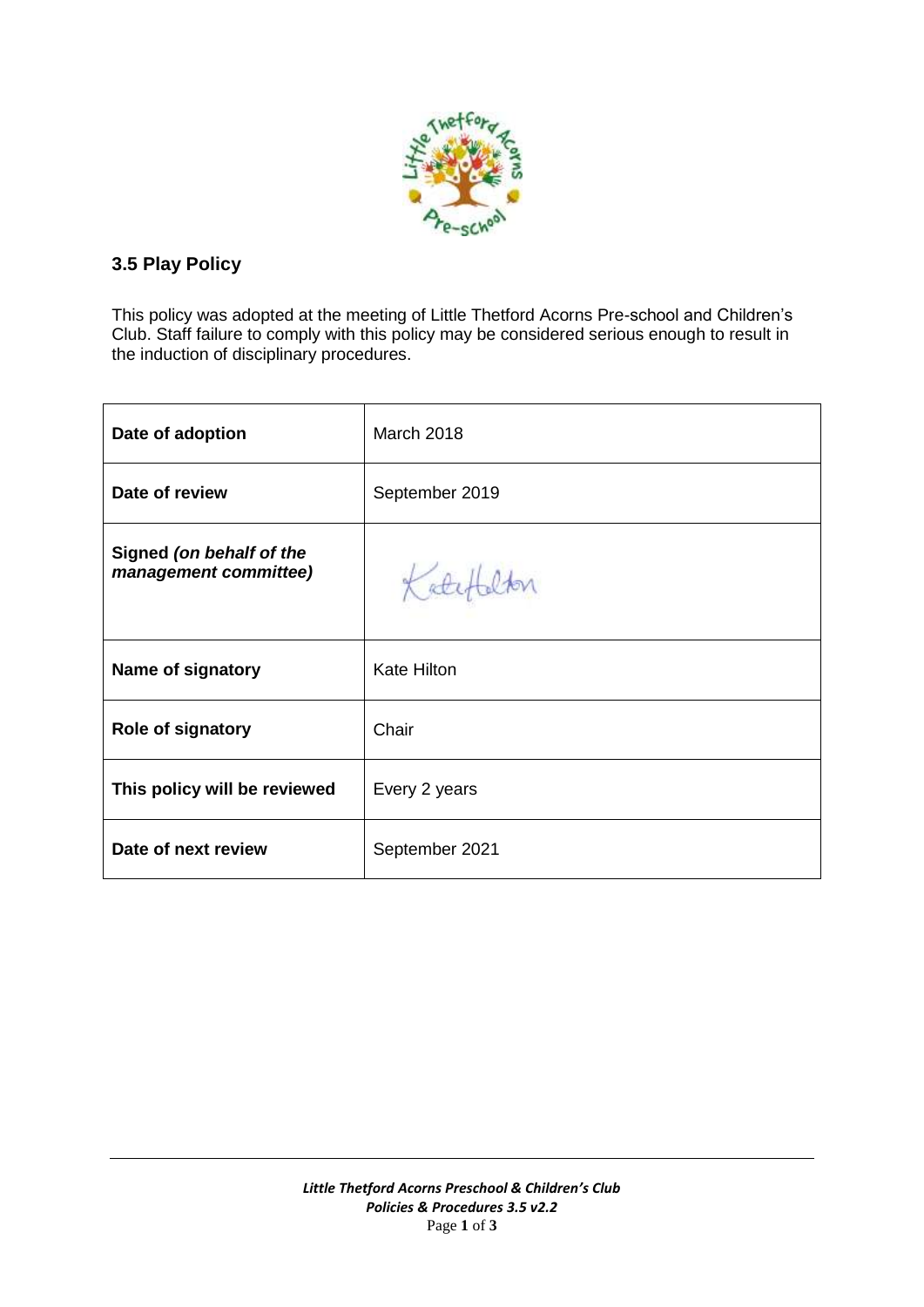## 3.5 Play Policy

This policy was adopted at the meeting of Little Thetford Acorns Pre-school and Children's Club. Staff failure to comply with this policy may be considered serious enough to result in the induction of disciplinary procedures.

| | |
|---|---|
| **Date of adoption** | March 2018 |
| **Date of review** | September 2019 |
| **Signed *(on behalf of the management committee)*** | Kate Hilton |
| **Name of signatory** | Kate Hilton |
| **Role of signatory** | Chair |
| **This policy will be reviewed** | Every 2 years |
| **Date of next review** | September 2021 |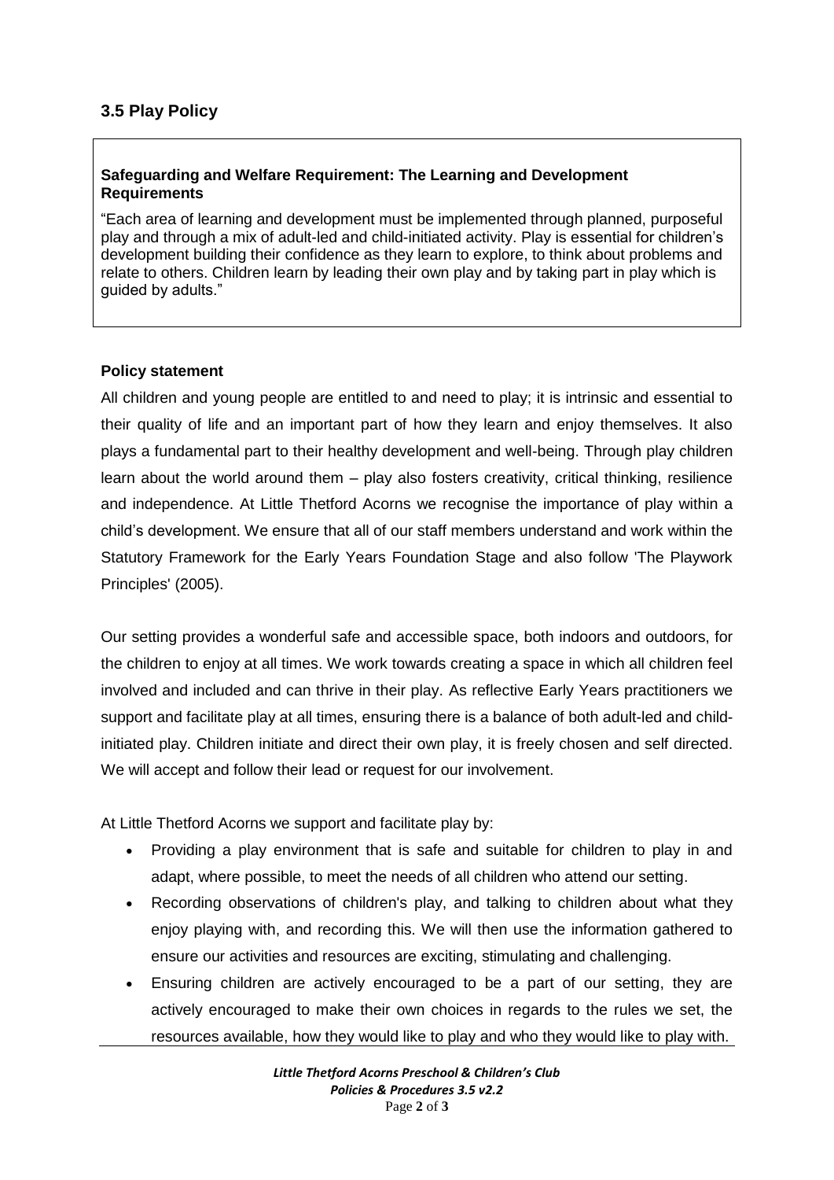## 3.5 Play Policy

> **Safeguarding and Welfare Requirement: The Learning and Development Requirements**
>
> "Each area of learning and development must be implemented through planned, purposeful play and through a mix of adult-led and child-initiated activity. Play is essential for children's development building their confidence as they learn to explore, to think about problems and relate to others. Children learn by leading their own play and by taking part in play which is guided by adults."

**Policy statement**

All children and young people are entitled to and need to play; it is intrinsic and essential to their quality of life and an important part of how they learn and enjoy themselves. It also plays a fundamental part to their healthy development and well-being. Through play children learn about the world around them – play also fosters creativity, critical thinking, resilience and independence. At Little Thetford Acorns we recognise the importance of play within a child's development. We ensure that all of our staff members understand and work within the Statutory Framework for the Early Years Foundation Stage and also follow 'The Playwork Principles' (2005).

Our setting provides a wonderful safe and accessible space, both indoors and outdoors, for the children to enjoy at all times. We work towards creating a space in which all children feel involved and included and can thrive in their play. As reflective Early Years practitioners we support and facilitate play at all times, ensuring there is a balance of both adult-led and child-initiated play. Children initiate and direct their own play, it is freely chosen and self directed. We will accept and follow their lead or request for our involvement.

At Little Thetford Acorns we support and facilitate play by:

- Providing a play environment that is safe and suitable for children to play in and adapt, where possible, to meet the needs of all children who attend our setting.
- Recording observations of children's play, and talking to children about what they enjoy playing with, and recording this. We will then use the information gathered to ensure our activities and resources are exciting, stimulating and challenging.
- Ensuring children are actively encouraged to be a part of our setting, they are actively encouraged to make their own choices in regards to the rules we set, the resources available, how they would like to play and who they would like to play with.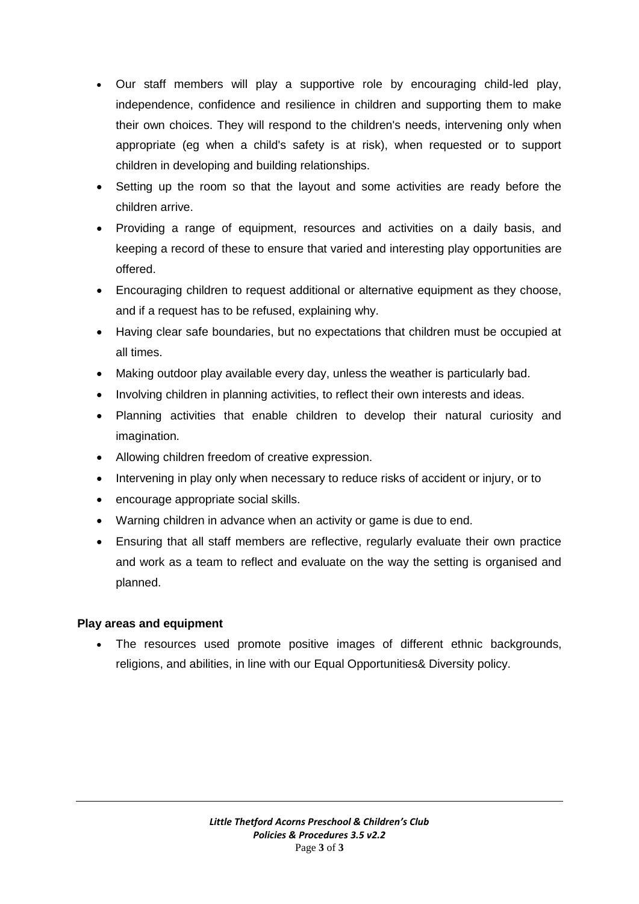- Our staff members will play a supportive role by encouraging child-led play, independence, confidence and resilience in children and supporting them to make their own choices. They will respond to the children's needs, intervening only when appropriate (eg when a child's safety is at risk), when requested or to support children in developing and building relationships.
- Setting up the room so that the layout and some activities are ready before the children arrive.
- Providing a range of equipment, resources and activities on a daily basis, and keeping a record of these to ensure that varied and interesting play opportunities are offered.
- Encouraging children to request additional or alternative equipment as they choose, and if a request has to be refused, explaining why.
- Having clear safe boundaries, but no expectations that children must be occupied at all times.
- Making outdoor play available every day, unless the weather is particularly bad.
- Involving children in planning activities, to reflect their own interests and ideas.
- Planning activities that enable children to develop their natural curiosity and imagination.
- Allowing children freedom of creative expression.
- Intervening in play only when necessary to reduce risks of accident or injury, or to
- encourage appropriate social skills.
- Warning children in advance when an activity or game is due to end.
- Ensuring that all staff members are reflective, regularly evaluate their own practice and work as a team to reflect and evaluate on the way the setting is organised and planned.

**Play areas and equipment**

- The resources used promote positive images of different ethnic backgrounds, religions, and abilities, in line with our Equal Opportunities& Diversity policy.